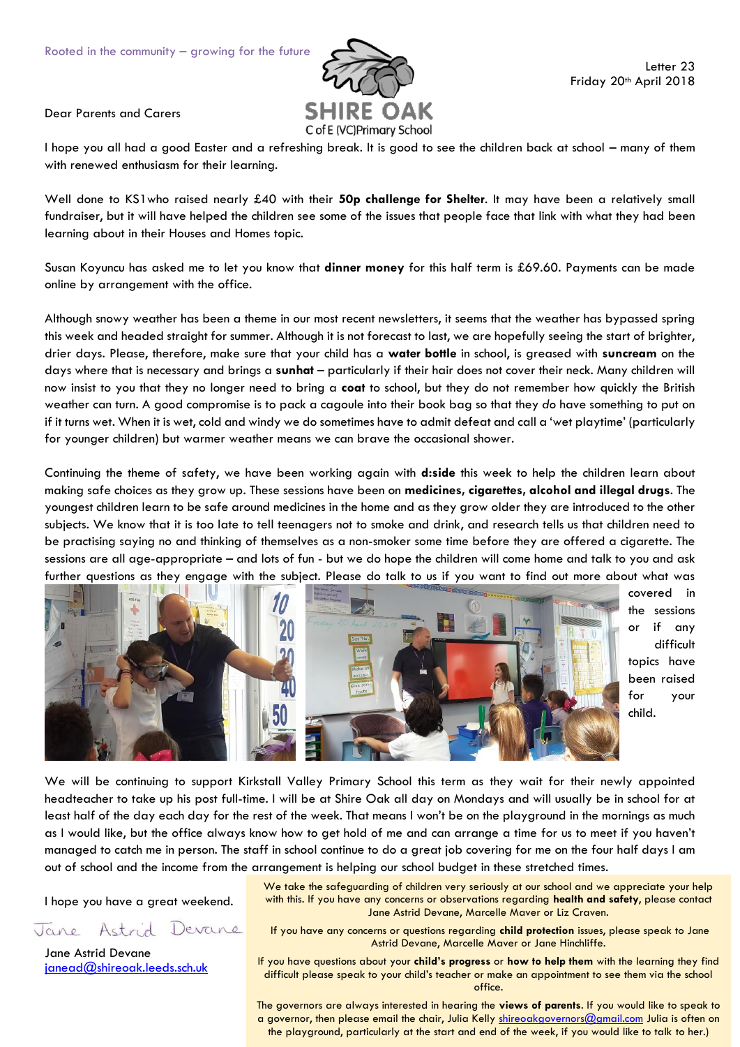Rooted in the community – growing for the future

SHIRE OAK
C of E (VC)Primary School

Letter 23
Friday 20th April 2018

Dear Parents and Carers

I hope you all had a good Easter and a refreshing break. It is good to see the children back at school – many of them with renewed enthusiasm for their learning.

Well done to KS1who raised nearly £40 with their **50p challenge for Shelter**. It may have been a relatively small fundraiser, but it will have helped the children see some of the issues that people face that link with what they had been learning about in their Houses and Homes topic.

Susan Koyuncu has asked me to let you know that **dinner money** for this half term is £69.60. Payments can be made online by arrangement with the office.

Although snowy weather has been a theme in our most recent newsletters, it seems that the weather has bypassed spring this week and headed straight for summer. Although it is not forecast to last, we are hopefully seeing the start of brighter, drier days. Please, therefore, make sure that your child has a **water bottle** in school, is greased with **suncream** on the days where that is necessary and brings a **sunhat** – particularly if their hair does not cover their neck. Many children will now insist to you that they no longer need to bring a **coat** to school, but they do not remember how quickly the British weather can turn. A good compromise is to pack a cagoule into their book bag so that they *do* have something to put on if it turns wet. When it is wet, cold and windy we do sometimes have to admit defeat and call a 'wet playtime' (particularly for younger children) but warmer weather means we can brave the occasional shower.

Continuing the theme of safety, we have been working again with **d:side** this week to help the children learn about making safe choices as they grow up. These sessions have been on **medicines, cigarettes, alcohol and illegal drugs**. The youngest children learn to be safe around medicines in the home and as they grow older they are introduced to the other subjects. We know that it is too late to tell teenagers not to smoke and drink, and research tells us that children need to be practising saying no and thinking of themselves as a non-smoker some time before they are offered a cigarette. The sessions are all age-appropriate – and lots of fun - but we do hope the children will come home and talk to you and ask further questions as they engage with the subject. Please do talk to us if you want to find out more about what was covered in the sessions or if any difficult topics have been raised for your child.

We will be continuing to support Kirkstall Valley Primary School this term as they wait for their newly appointed headteacher to take up his post full-time. I will be at Shire Oak all day on Mondays and will usually be in school for at least half of the day each day for the rest of the week. That means I won't be on the playground in the mornings as much as I would like, but the office always know how to get hold of me and can arrange a time for us to meet if you haven't managed to catch me in person. The staff in school continue to do a great job covering for me on the four half days I am out of school and the income from the arrangement is helping our school budget in these stretched times.

I hope you have a great weekend.

Jane Astrid Devane

Jane Astrid Devane
janead@shireoak.leeds.sch.uk

We take the safeguarding of children very seriously at our school and we appreciate your help with this. If you have any concerns or observations regarding **health and safety**, please contact Jane Astrid Devane, Marcelle Maver or Liz Craven.

If you have any concerns or questions regarding **child protection** issues, please speak to Jane Astrid Devane, Marcelle Maver or Jane Hinchliffe.

If you have questions about your **child's progress** or **how to help them** with the learning they find difficult please speak to your child's teacher or make an appointment to see them via the school office.

The governors are always interested in hearing the **views of parents**. If you would like to speak to a governor, then please email the chair, Julia Kelly shireoakgovernors@gmail.com Julia is often on the playground, particularly at the start and end of the week, if you would like to talk to her.)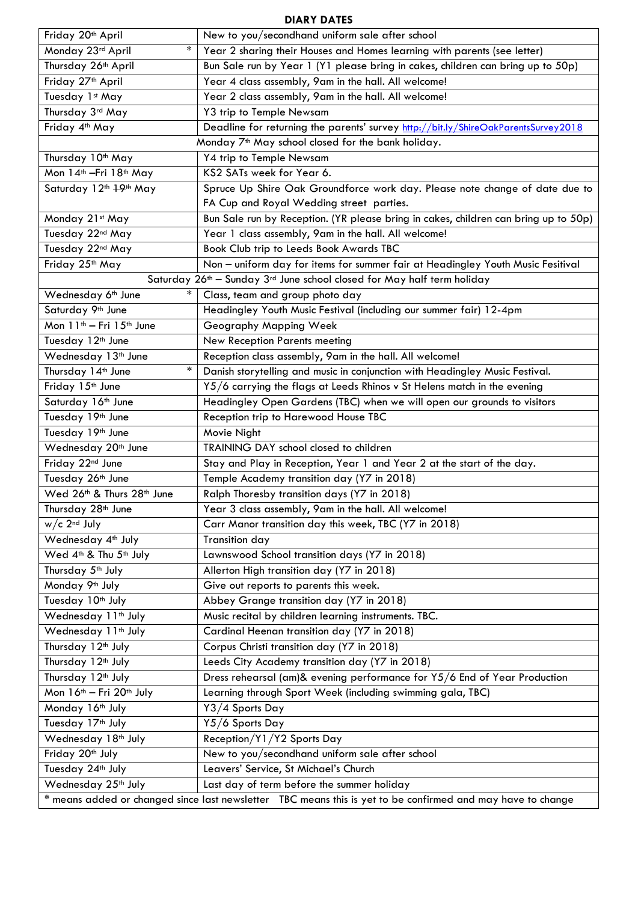**DIARY DATES**

| | |
|---|---|
| Friday 20th April | New to you/secondhand uniform sale after school |
| Monday 23rd April * | Year 2 sharing their Houses and Homes learning with parents (see letter) |
| Thursday 26th April | Bun Sale run by Year 1 (Y1 please bring in cakes, children can bring up to 50p) |
| Friday 27th April | Year 4 class assembly, 9am in the hall. All welcome! |
| Tuesday 1st May | Year 2 class assembly, 9am in the hall. All welcome! |
| Thursday 3rd May | Y3 trip to Temple Newsam |
| Friday 4th May | Deadline for returning the parents' survey http://bit.ly/ShireOakParentsSurvey2018 |
| Monday 7th May school closed for the bank holiday. | |
| Thursday 10th May | Y4 trip to Temple Newsam |
| Mon 14th –Fri 18th May | KS2 SATs week for Year 6. |
| Saturday 12th ~~19th~~ May | Spruce Up Shire Oak Groundforce work day. Please note change of date due to FA Cup and Royal Wedding street parties. |
| Monday 21st May | Bun Sale run by Reception. (YR please bring in cakes, children can bring up to 50p) |
| Tuesday 22nd May | Year 1 class assembly, 9am in the hall. All welcome! |
| Tuesday 22nd May | Book Club trip to Leeds Book Awards TBC |
| Friday 25th May | Non – uniform day for items for summer fair at Headingley Youth Music Fesitival |
| Saturday 26th – Sunday 3rd June school closed for May half term holiday | |
| Wednesday 6th June * | Class, team and group photo day |
| Saturday 9th June | Headingley Youth Music Festival (including our summer fair) 12-4pm |
| Mon 11th – Fri 15th June | Geography Mapping Week |
| Tuesday 12th June | New Reception Parents meeting |
| Wednesday 13th June | Reception class assembly, 9am in the hall. All welcome! |
| Thursday 14th June * | Danish storytelling and music in conjunction with Headingley Music Festival. |
| Friday 15th June | Y5/6 carrying the flags at Leeds Rhinos v St Helens match in the evening |
| Saturday 16th June | Headingley Open Gardens (TBC) when we will open our grounds to visitors |
| Tuesday 19th June | Reception trip to Harewood House TBC |
| Tuesday 19th June | Movie Night |
| Wednesday 20th June | TRAINING DAY school closed to children |
| Friday 22nd June | Stay and Play in Reception, Year 1 and Year 2 at the start of the day. |
| Tuesday 26th June | Temple Academy transition day (Y7 in 2018) |
| Wed 26th & Thurs 28th June | Ralph Thoresby transition days (Y7 in 2018) |
| Thursday 28th June | Year 3 class assembly, 9am in the hall. All welcome! |
| w/c 2nd July | Carr Manor transition day this week, TBC (Y7 in 2018) |
| Wednesday 4th July | Transition day |
| Wed 4th & Thu 5th July | Lawnswood School transition days (Y7 in 2018) |
| Thursday 5th July | Allerton High transition day (Y7 in 2018) |
| Monday 9th July | Give out reports to parents this week. |
| Tuesday 10th July | Abbey Grange transition day (Y7 in 2018) |
| Wednesday 11th July | Music recital by children learning instruments. TBC. |
| Wednesday 11th July | Cardinal Heenan transition day (Y7 in 2018) |
| Thursday 12th July | Corpus Christi transition day (Y7 in 2018) |
| Thursday 12th July | Leeds City Academy transition day (Y7 in 2018) |
| Thursday 12th July | Dress rehearsal (am)& evening performance for Y5/6 End of Year Production |
| Mon 16th – Fri 20th July | Learning through Sport Week (including swimming gala, TBC) |
| Monday 16th July | Y3/4 Sports Day |
| Tuesday 17th July | Y5/6 Sports Day |
| Wednesday 18th July | Reception/Y1/Y2 Sports Day |
| Friday 20th July | New to you/secondhand uniform sale after school |
| Tuesday 24th July | Leavers' Service, St Michael's Church |
| Wednesday 25th July | Last day of term before the summer holiday |
| * means added or changed since last newsletter TBC means this is yet to be confirmed and may have to change | |